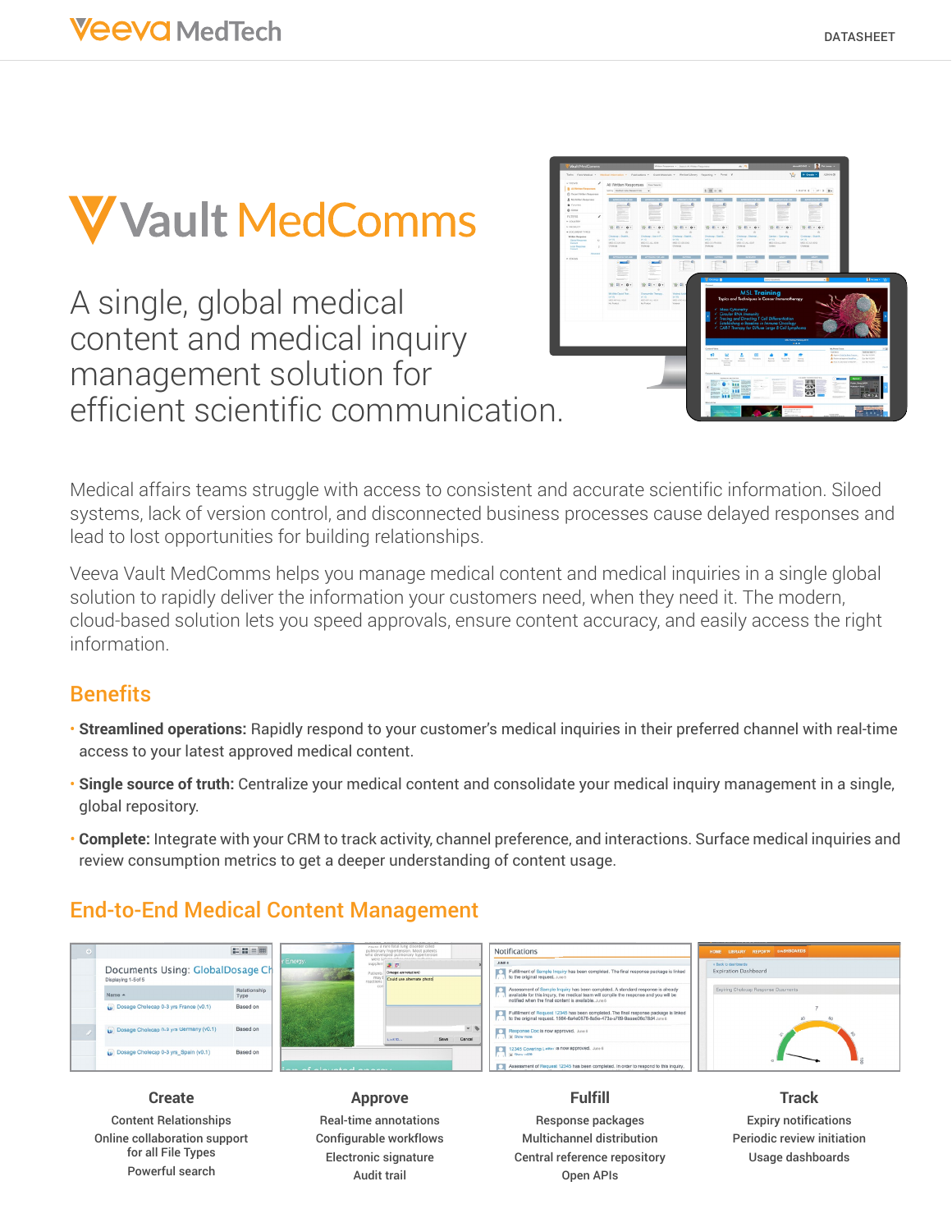# Vault MedComms

## A single, global medical content and medical inquiry management solution for efficient scientific communication.

Medical affairs teams struggle with access to consistent and accurate scientific information. Siloed systems, lack of version control, and disconnected business processes cause delayed responses and lead to lost opportunities for building relationships.

Veeva Vault MedComms helps you manage medical content and medical inquiries in a single global solution to rapidly deliver the information your customers need, when they need it. The modern, cloud-based solution lets you speed approvals, ensure content accuracy, and easily access the right information.

## Benefits

- **Streamlined operations:** Rapidly respond to your customer's medical inquiries in their preferred channel with real-time access to your latest approved medical content.
- **Single source of truth:** Centralize your medical content and consolidate your medical inquiry management in a single, global repository.
- **Complete:** Integrate with your CRM to track activity, channel preference, and interactions. Surface medical inquiries and review consumption metrics to get a deeper understanding of content usage.

## End-to-End Medical Content Management

### Create

Content Relationships
Online collaboration support for all File Types
Powerful search

### Approve

Real-time annotations
Configurable workflows
Electronic signature
Audit trail

### Fulfill

Response packages
Multichannel distribution
Central reference repository
Open APIs

### Track

Expiry notifications
Periodic review initiation
Usage dashboards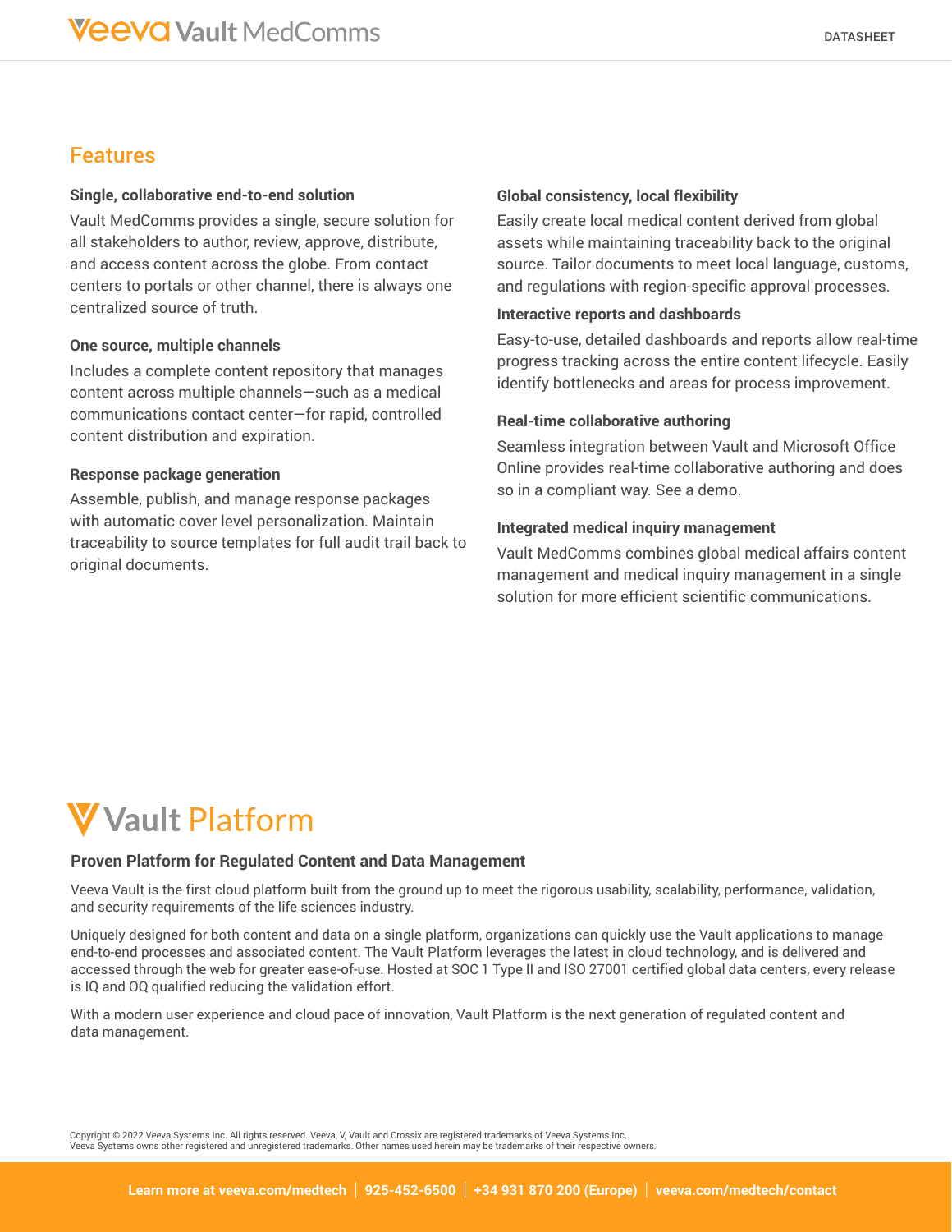## Features

### Single, collaborative end-to-end solution

Vault MedComms provides a single, secure solution for all stakeholders to author, review, approve, distribute, and access content across the globe. From contact centers to portals or other channel, there is always one centralized source of truth.

### One source, multiple channels

Includes a complete content repository that manages content across multiple channels—such as a medical communications contact center—for rapid, controlled content distribution and expiration.

### Response package generation

Assemble, publish, and manage response packages with automatic cover level personalization. Maintain traceability to source templates for full audit trail back to original documents.

### Global consistency, local flexibility

Easily create local medical content derived from global assets while maintaining traceability back to the original source. Tailor documents to meet local language, customs, and regulations with region-specific approval processes.

### Interactive reports and dashboards

Easy-to-use, detailed dashboards and reports allow real-time progress tracking across the entire content lifecycle. Easily identify bottlenecks and areas for process improvement.

### Real-time collaborative authoring

Seamless integration between Vault and Microsoft Office Online provides real-time collaborative authoring and does so in a compliant way. See a demo.

### Integrated medical inquiry management

Vault MedComms combines global medical affairs content management and medical inquiry management in a single solution for more efficient scientific communications.

## Vault Platform

### Proven Platform for Regulated Content and Data Management

Veeva Vault is the first cloud platform built from the ground up to meet the rigorous usability, scalability, performance, validation, and security requirements of the life sciences industry.

Uniquely designed for both content and data on a single platform, organizations can quickly use the Vault applications to manage end-to-end processes and associated content. The Vault Platform leverages the latest in cloud technology, and is delivered and accessed through the web for greater ease-of-use. Hosted at SOC 1 Type II and ISO 27001 certified global data centers, every release is IQ and OQ qualified reducing the validation effort.

With a modern user experience and cloud pace of innovation, Vault Platform is the next generation of regulated content and data management.

Copyright © 2022 Veeva Systems Inc. All rights reserved. Veeva, V, Vault and Crossix are registered trademarks of Veeva Systems Inc. Veeva Systems owns other registered and unregistered trademarks. Other names used herein may be trademarks of their respective owners.

**Learn more at veeva.com/medtech | 925-452-6500 | +34 931 870 200 (Europe) | veeva.com/medtech/contact**